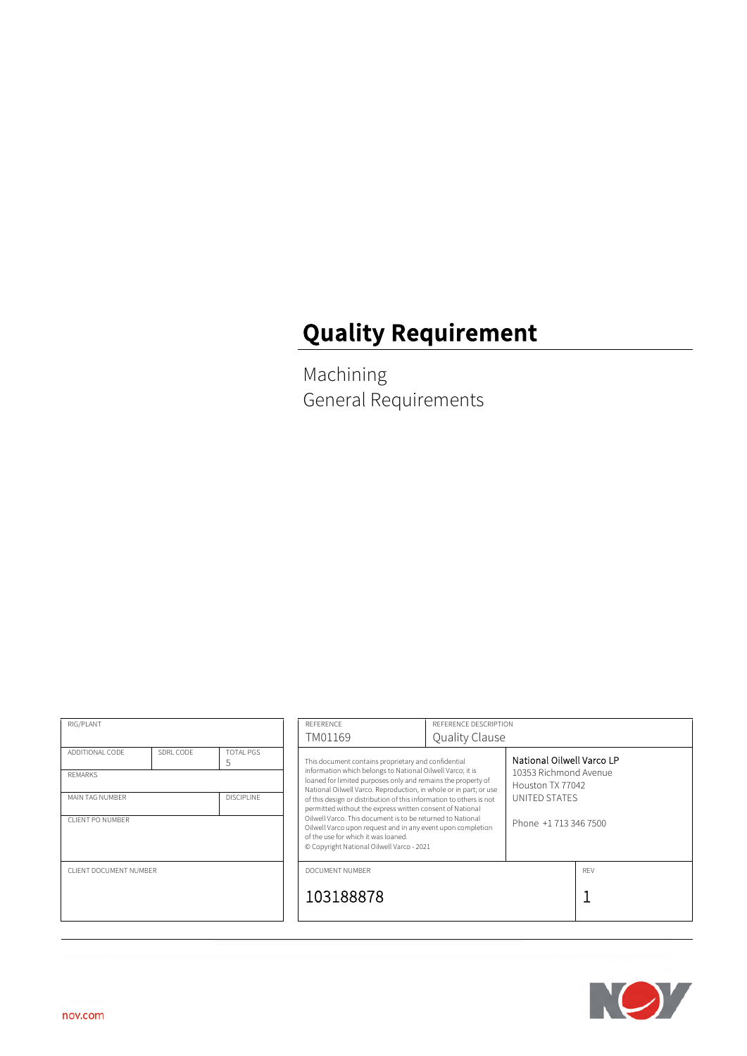# Quality Requirement

Machining
General Requirements

| RIG/PLANT | | |
|---|---|---|
| ADDITIONAL CODE | SDRL CODE | TOTAL PGS 5 |
| REMARKS | | |
| MAIN TAG NUMBER | | DISCIPLINE |
| CLIENT PO NUMBER | | |
| CLIENT DOCUMENT NUMBER | | |

| REFERENCE | REFERENCE DESCRIPTION | |
|---|---|---|
| TM01169 | Quality Clause | |
| This document contains proprietary and confidential information which belongs to National Oilwell Varco; it is loaned for limited purposes only and remains the property of National Oilwell Varco. Reproduction, in whole or in part; or use of this design or distribution of this information to others is not permitted without the express written consent of National Oilwell Varco. This document is to be returned to National Oilwell Varco upon request and in any event upon completion of the use for which it was loaned. © Copyright National Oilwell Varco - 2021 | | National Oilwell Varco LP<br>10353 Richmond Avenue<br>Houston TX 77042<br>UNITED STATES<br><br>Phone +1 713 346 7500 |
| DOCUMENT NUMBER | | REV |
| 103188878 | | 1 |

nov.com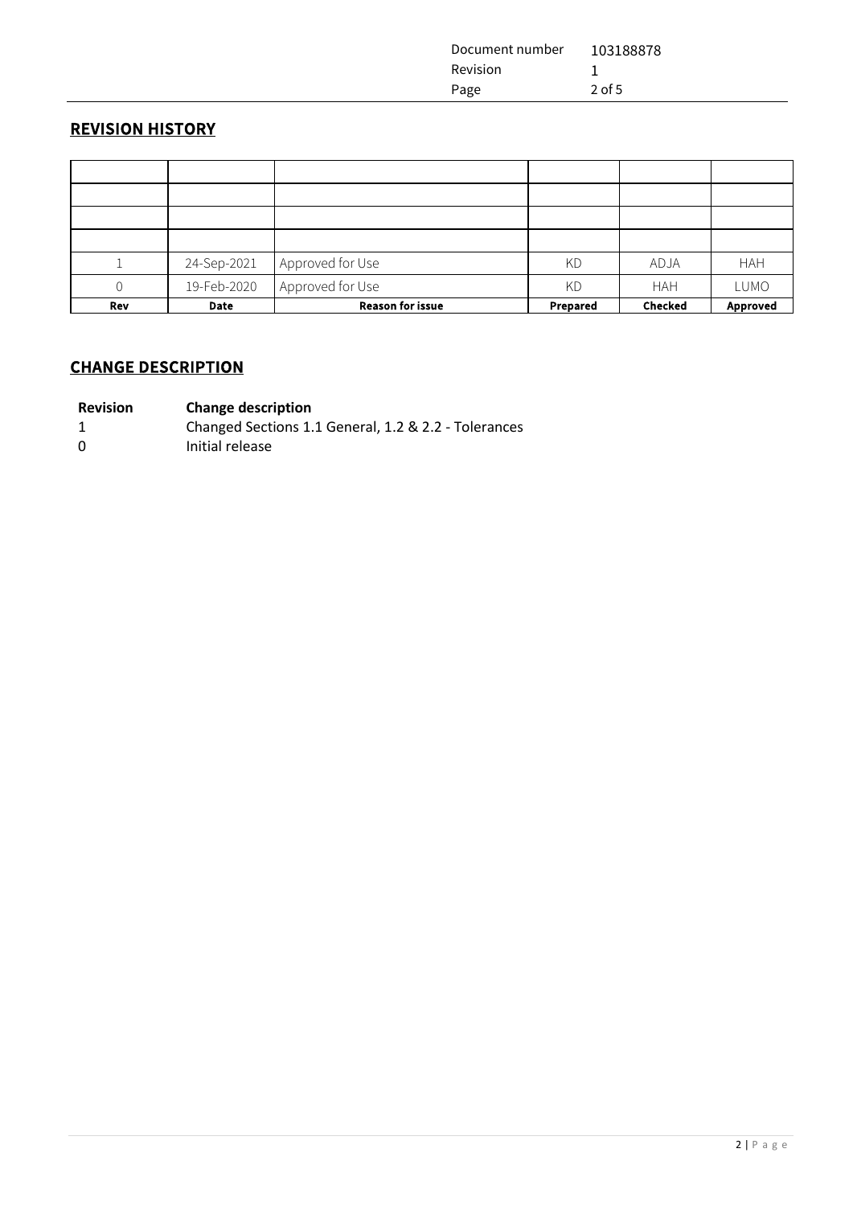## REVISION HISTORY

| | | | | | |
|---|---|---|---|---|---|
| | | | | | |
| | | | | | |
| | | | | | |
| | | | | | |
| 1 | 24-Sep-2021 | Approved for Use | KD | ADJA | HAH |
| 0 | 19-Feb-2020 | Approved for Use | KD | HAH | LUMO |
| **Rev** | **Date** | **Reason for issue** | **Prepared** | **Checked** | **Approved** |

## CHANGE DESCRIPTION

| Revision | Change description |
|---|---|
| 1 | Changed Sections 1.1 General, 1.2 & 2.2 - Tolerances |
| 0 | Initial release |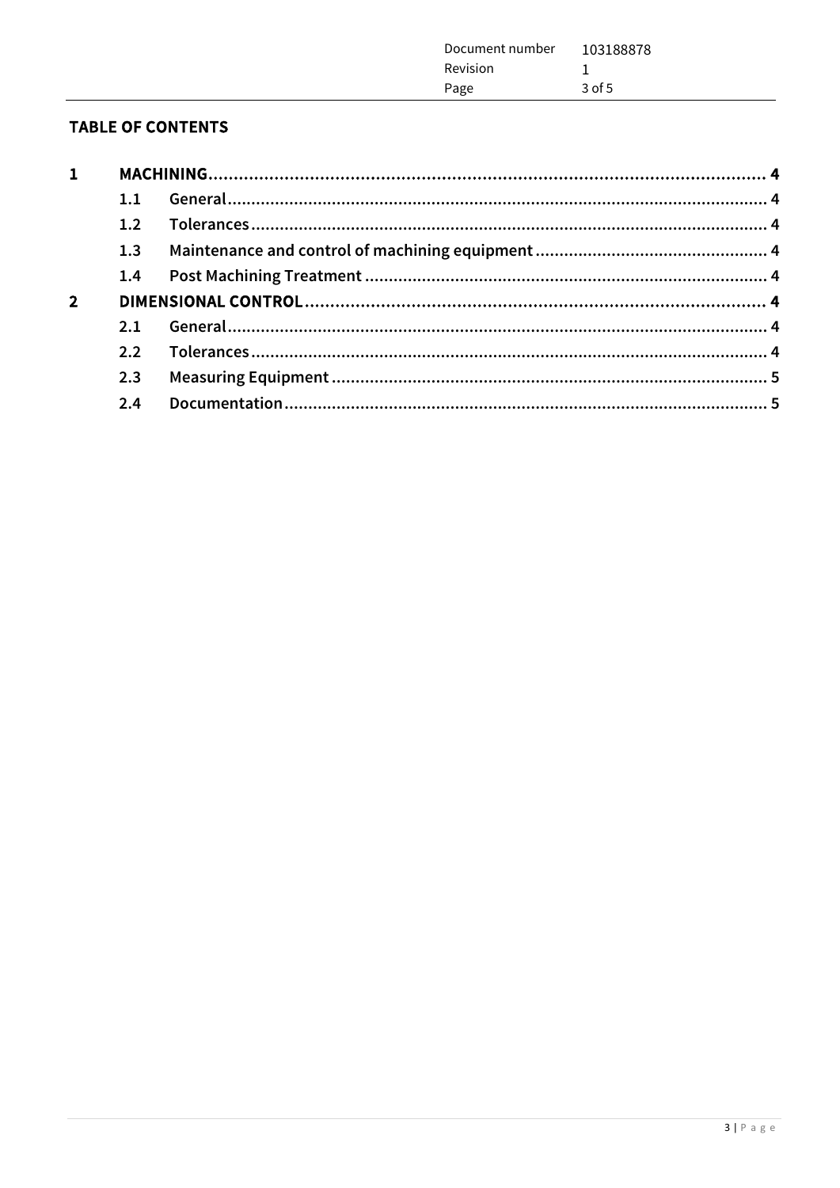## TABLE OF CONTENTS

| | | | |
|---|---|---|---|
| **1** | **MACHINING** | | **4** |
| | **1.1** | **General** | **4** |
| | **1.2** | **Tolerances** | **4** |
| | **1.3** | **Maintenance and control of machining equipment** | **4** |
| | **1.4** | **Post Machining Treatment** | **4** |
| **2** | **DIMENSIONAL CONTROL** | | **4** |
| | **2.1** | **General** | **4** |
| | **2.2** | **Tolerances** | **4** |
| | **2.3** | **Measuring Equipment** | **5** |
| | **2.4** | **Documentation** | **5** |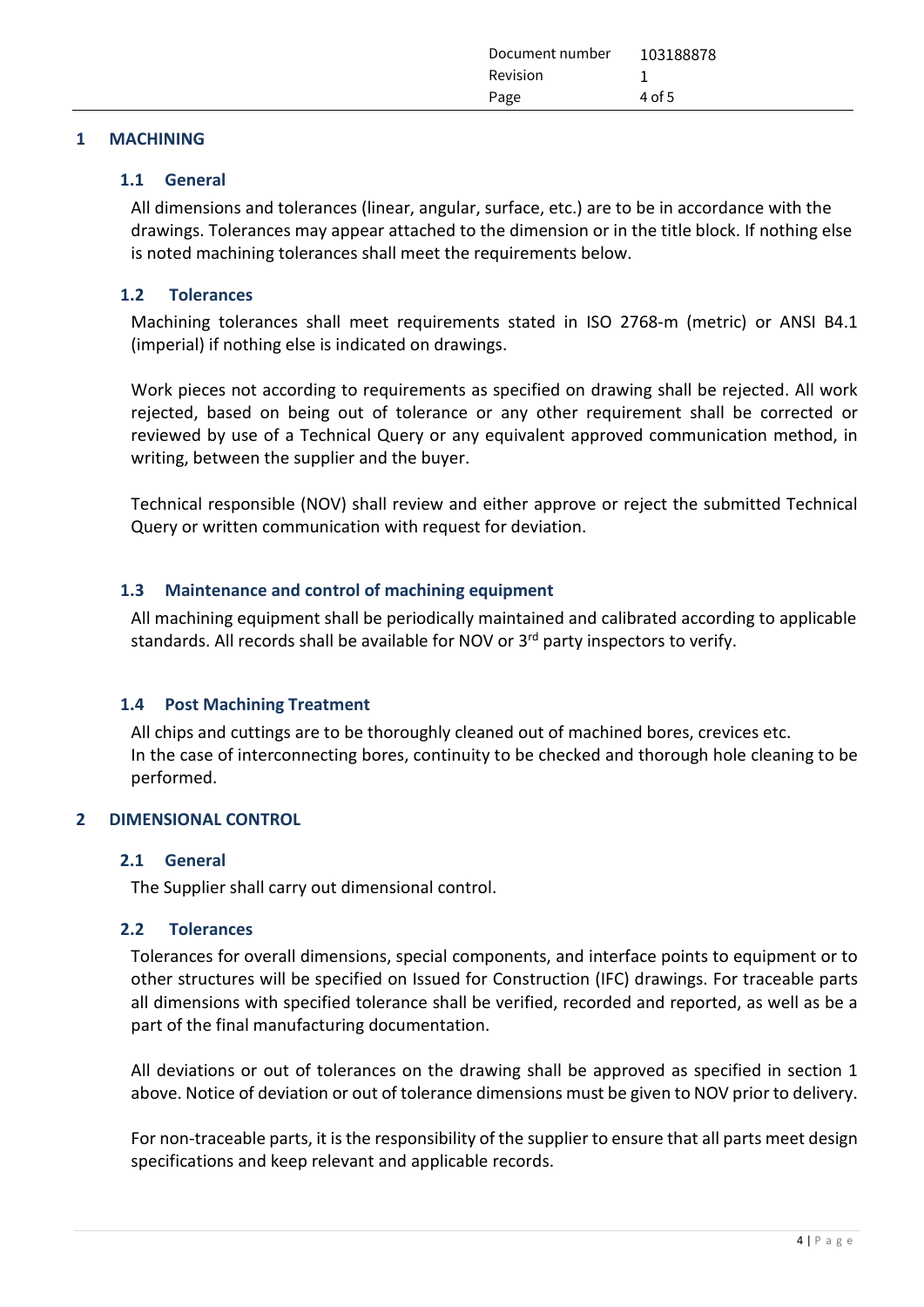# 1 MACHINING

## 1.1 General

All dimensions and tolerances (linear, angular, surface, etc.) are to be in accordance with the drawings. Tolerances may appear attached to the dimension or in the title block. If nothing else is noted machining tolerances shall meet the requirements below.

## 1.2 Tolerances

Machining tolerances shall meet requirements stated in ISO 2768-m (metric) or ANSI B4.1 (imperial) if nothing else is indicated on drawings.

Work pieces not according to requirements as specified on drawing shall be rejected. All work rejected, based on being out of tolerance or any other requirement shall be corrected or reviewed by use of a Technical Query or any equivalent approved communication method, in writing, between the supplier and the buyer.

Technical responsible (NOV) shall review and either approve or reject the submitted Technical Query or written communication with request for deviation.

## 1.3 Maintenance and control of machining equipment

All machining equipment shall be periodically maintained and calibrated according to applicable standards. All records shall be available for NOV or 3rd party inspectors to verify.

## 1.4 Post Machining Treatment

All chips and cuttings are to be thoroughly cleaned out of machined bores, crevices etc.
In the case of interconnecting bores, continuity to be checked and thorough hole cleaning to be performed.

# 2 DIMENSIONAL CONTROL

## 2.1 General

The Supplier shall carry out dimensional control.

## 2.2 Tolerances

Tolerances for overall dimensions, special components, and interface points to equipment or to other structures will be specified on Issued for Construction (IFC) drawings. For traceable parts all dimensions with specified tolerance shall be verified, recorded and reported, as well as be a part of the final manufacturing documentation.

All deviations or out of tolerances on the drawing shall be approved as specified in section 1 above. Notice of deviation or out of tolerance dimensions must be given to NOV prior to delivery.

For non-traceable parts, it is the responsibility of the supplier to ensure that all parts meet design specifications and keep relevant and applicable records.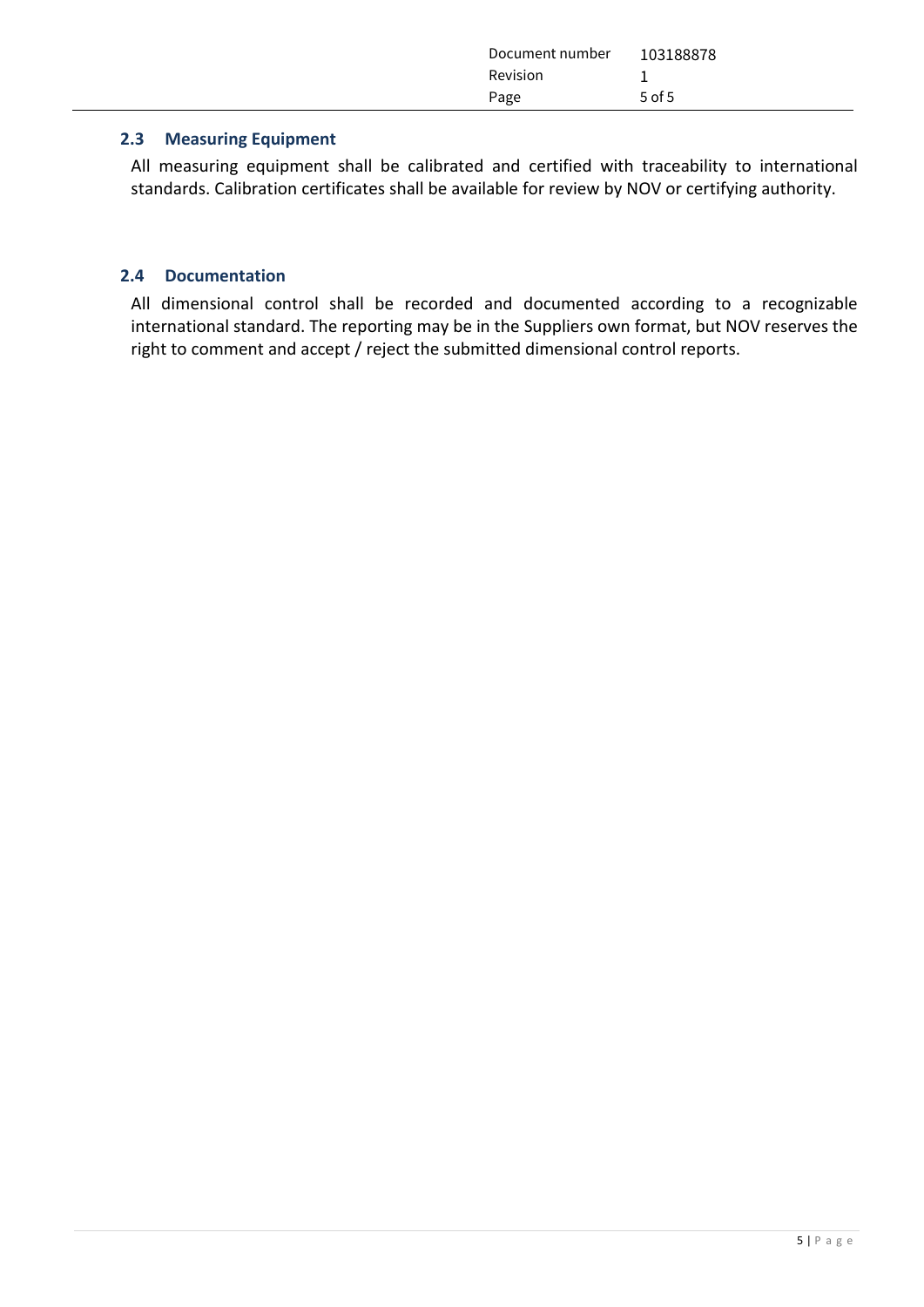### 2.3 Measuring Equipment

All measuring equipment shall be calibrated and certified with traceability to international standards. Calibration certificates shall be available for review by NOV or certifying authority.

### 2.4 Documentation

All dimensional control shall be recorded and documented according to a recognizable international standard. The reporting may be in the Suppliers own format, but NOV reserves the right to comment and accept / reject the submitted dimensional control reports.